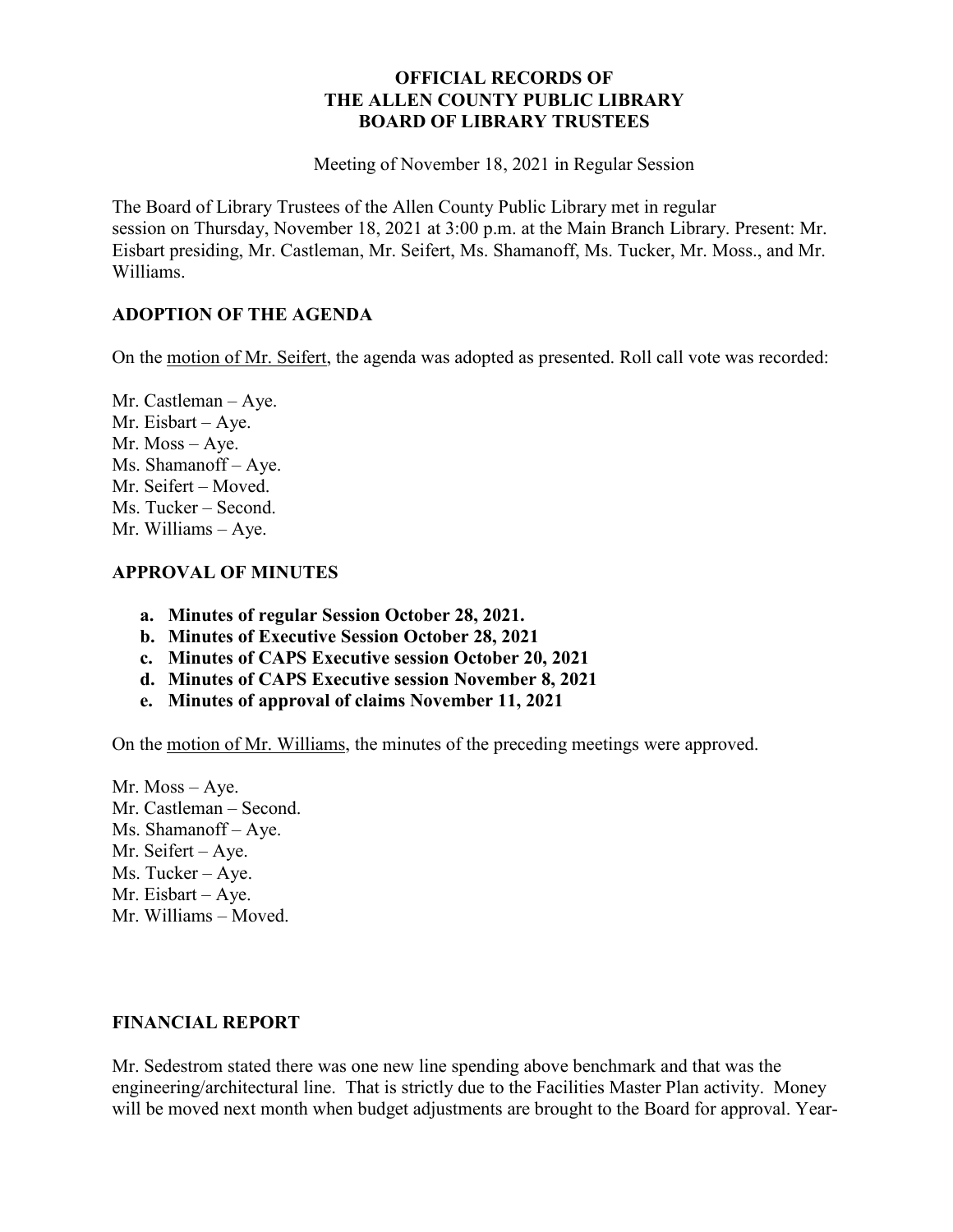**OFFICIAL RECORDS OF**
**THE ALLEN COUNTY PUBLIC LIBRARY**
**BOARD OF LIBRARY TRUSTEES**

Meeting of November 18, 2021 in Regular Session

The Board of Library Trustees of the Allen County Public Library met in regular session on Thursday, November 18, 2021 at 3:00 p.m. at the Main Branch Library. Present: Mr. Eisbart presiding, Mr. Castleman, Mr. Seifert, Ms. Shamanoff, Ms. Tucker, Mr. Moss., and Mr. Williams.

## ADOPTION OF THE AGENDA

On the motion of Mr. Seifert, the agenda was adopted as presented. Roll call vote was recorded:

Mr. Castleman – Aye.
Mr. Eisbart – Aye.
Mr. Moss – Aye.
Ms. Shamanoff – Aye.
Mr. Seifert – Moved.
Ms. Tucker – Second.
Mr. Williams – Aye.

## APPROVAL OF MINUTES

a. **Minutes of regular Session October 28, 2021.**
b. **Minutes of Executive Session October 28, 2021**
c. **Minutes of CAPS Executive session October 20, 2021**
d. **Minutes of CAPS Executive session November 8, 2021**
e. **Minutes of approval of claims November 11, 2021**

On the motion of Mr. Williams, the minutes of the preceding meetings were approved.

Mr. Moss – Aye.
Mr. Castleman – Second.
Ms. Shamanoff – Aye.
Mr. Seifert – Aye.
Ms. Tucker – Aye.
Mr. Eisbart – Aye.
Mr. Williams – Moved.

## FINANCIAL REPORT

Mr. Sedestrom stated there was one new line spending above benchmark and that was the engineering/architectural line. That is strictly due to the Facilities Master Plan activity. Money will be moved next month when budget adjustments are brought to the Board for approval. Year-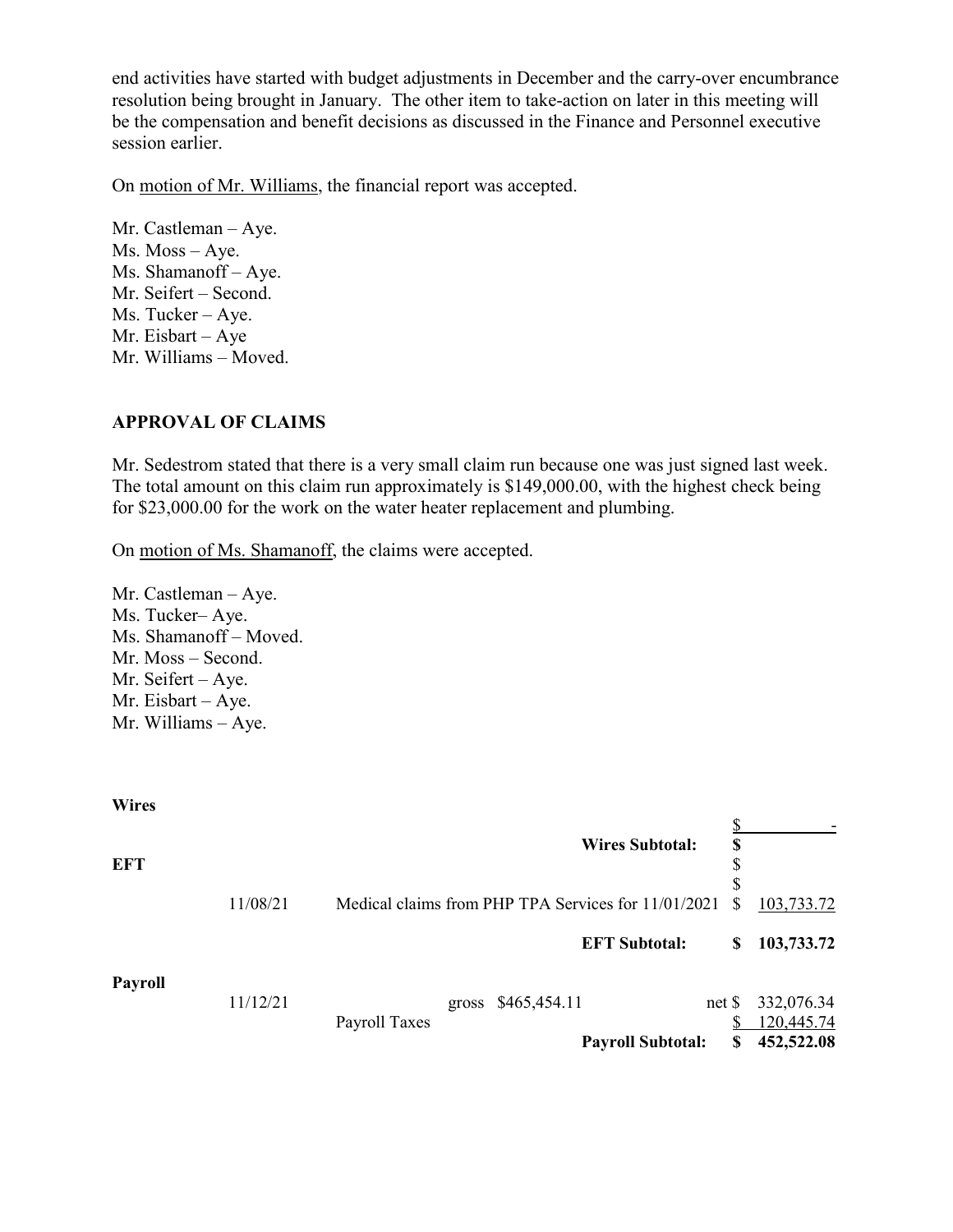end activities have started with budget adjustments in December and the carry-over encumbrance resolution being brought in January. The other item to take-action on later in this meeting will be the compensation and benefit decisions as discussed in the Finance and Personnel executive session earlier.

On motion of Mr. Williams, the financial report was accepted.

Mr. Castleman – Aye.
Ms. Moss – Aye.
Ms. Shamanoff – Aye.
Mr. Seifert – Second.
Ms. Tucker – Aye.
Mr. Eisbart – Aye
Mr. Williams – Moved.

## APPROVAL OF CLAIMS

Mr. Sedestrom stated that there is a very small claim run because one was just signed last week. The total amount on this claim run approximately is $149,000.00, with the highest check being for $23,000.00 for the work on the water heater replacement and plumbing.

On motion of Ms. Shamanoff, the claims were accepted.

Mr. Castleman – Aye.
Ms. Tucker– Aye.
Ms. Shamanoff – Moved.
Mr. Moss – Second.
Mr. Seifert – Aye.
Mr. Eisbart – Aye.
Mr. Williams – Aye.

| | | | | |
|---|---|---|---|---|
| **Wires** | | | $ | - |
| | | **Wires Subtotal:** | **$** | |
| **EFT** | | | $ | |
| | | | $ | |
| | 11/08/21 | Medical claims from PHP TPA Services for 11/01/2021 | $ | 103,733.72 |
| | | **EFT Subtotal:** | **$** | **103,733.72** |
| **Payroll** | | | | |
| | 11/12/21 | gross $465,454.11 | net $ | 332,076.34 |
| | | Payroll Taxes | $ | 120,445.74 |
| | | **Payroll Subtotal:** | **$** | **452,522.08** |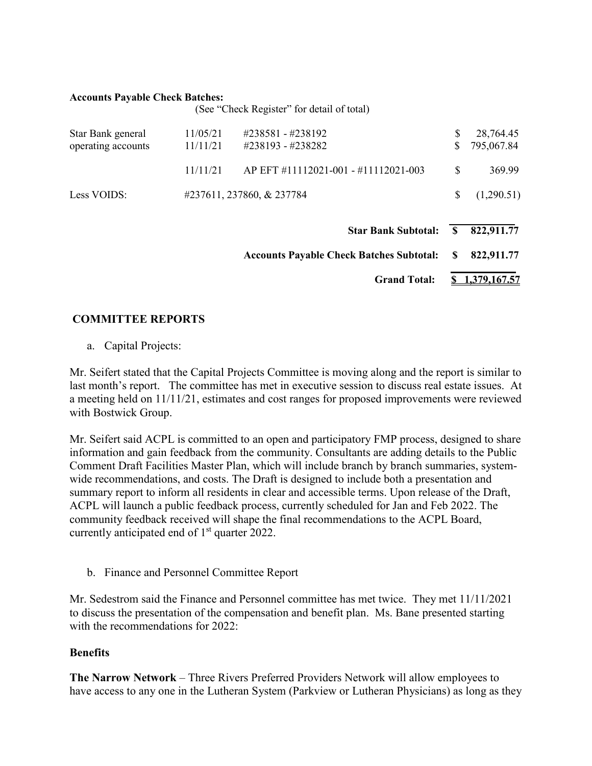**Accounts Payable Check Batches:**

(See "Check Register" for detail of total)

| | | | |
|---|---|---|---|
| Star Bank general operating accounts | 11/05/21 | #238581 - #238192 | $ 28,764.45 |
| | 11/11/21 | #238193 - #238282 | $ 795,067.84 |
| | 11/11/21 | AP EFT #11112021-001 - #11112021-003 | $ 369.99 |
| Less VOIDS: | #237611, 237860, & 237784 | | $ (1,290.51) |
| | | **Star Bank Subtotal:** | **$ 822,911.77** |
| | | **Accounts Payable Check Batches Subtotal:** | **$ 822,911.77** |
| | | **Grand Total:** | **$ 1,379,167.57** |

## COMMITTEE REPORTS

a. Capital Projects:

Mr. Seifert stated that the Capital Projects Committee is moving along and the report is similar to last month's report. The committee has met in executive session to discuss real estate issues. At a meeting held on 11/11/21, estimates and cost ranges for proposed improvements were reviewed with Bostwick Group.

Mr. Seifert said ACPL is committed to an open and participatory FMP process, designed to share information and gain feedback from the community. Consultants are adding details to the Public Comment Draft Facilities Master Plan, which will include branch by branch summaries, system-wide recommendations, and costs. The Draft is designed to include both a presentation and summary report to inform all residents in clear and accessible terms. Upon release of the Draft, ACPL will launch a public feedback process, currently scheduled for Jan and Feb 2022. The community feedback received will shape the final recommendations to the ACPL Board, currently anticipated end of 1st quarter 2022.

b. Finance and Personnel Committee Report

Mr. Sedestrom said the Finance and Personnel committee has met twice. They met 11/11/2021 to discuss the presentation of the compensation and benefit plan. Ms. Bane presented starting with the recommendations for 2022:

**Benefits**

**The Narrow Network** – Three Rivers Preferred Providers Network will allow employees to have access to any one in the Lutheran System (Parkview or Lutheran Physicians) as long as they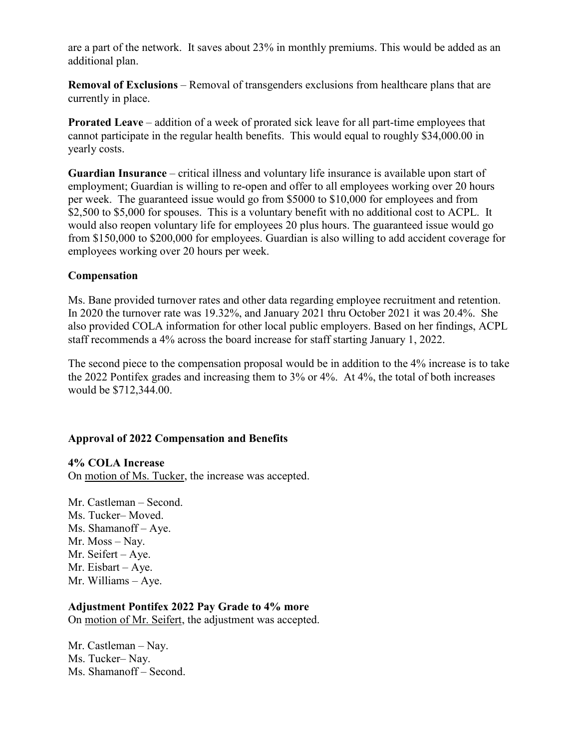are a part of the network. It saves about 23% in monthly premiums. This would be added as an additional plan.

**Removal of Exclusions** – Removal of transgenders exclusions from healthcare plans that are currently in place.

**Prorated Leave** – addition of a week of prorated sick leave for all part-time employees that cannot participate in the regular health benefits. This would equal to roughly $34,000.00 in yearly costs.

**Guardian Insurance** – critical illness and voluntary life insurance is available upon start of employment; Guardian is willing to re-open and offer to all employees working over 20 hours per week. The guaranteed issue would go from $5000 to $10,000 for employees and from $2,500 to $5,000 for spouses. This is a voluntary benefit with no additional cost to ACPL. It would also reopen voluntary life for employees 20 plus hours. The guaranteed issue would go from $150,000 to $200,000 for employees. Guardian is also willing to add accident coverage for employees working over 20 hours per week.

**Compensation**

Ms. Bane provided turnover rates and other data regarding employee recruitment and retention. In 2020 the turnover rate was 19.32%, and January 2021 thru October 2021 it was 20.4%. She also provided COLA information for other local public employers. Based on her findings, ACPL staff recommends a 4% across the board increase for staff starting January 1, 2022.

The second piece to the compensation proposal would be in addition to the 4% increase is to take the 2022 Pontifex grades and increasing them to 3% or 4%. At 4%, the total of both increases would be $712,344.00.

**Approval of 2022 Compensation and Benefits**

**4% COLA Increase**
On motion of Ms. Tucker, the increase was accepted.

Mr. Castleman – Second.
Ms. Tucker– Moved.
Ms. Shamanoff – Aye.
Mr. Moss – Nay.
Mr. Seifert – Aye.
Mr. Eisbart – Aye.
Mr. Williams – Aye.

**Adjustment Pontifex 2022 Pay Grade to 4% more**
On motion of Mr. Seifert, the adjustment was accepted.

Mr. Castleman – Nay.
Ms. Tucker– Nay.
Ms. Shamanoff – Second.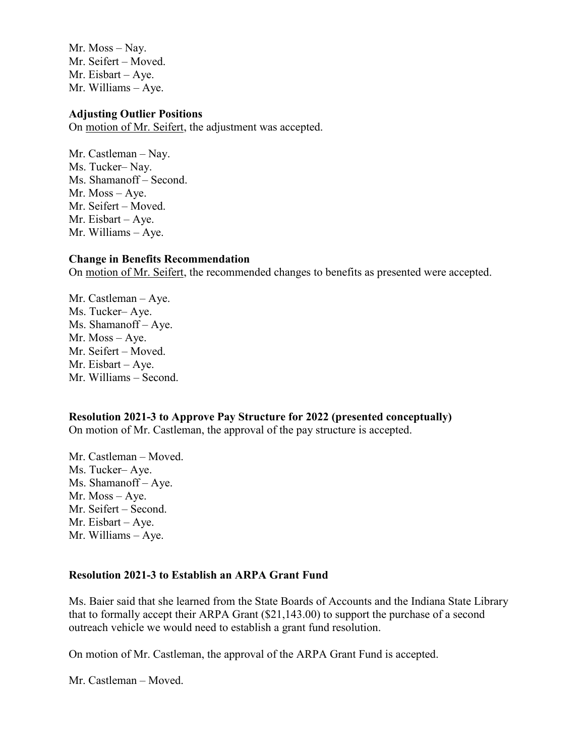Mr. Moss – Nay.
Mr. Seifert – Moved.
Mr. Eisbart – Aye.
Mr. Williams – Aye.

**Adjusting Outlier Positions**
On motion of Mr. Seifert, the adjustment was accepted.

Mr. Castleman – Nay.
Ms. Tucker– Nay.
Ms. Shamanoff – Second.
Mr. Moss – Aye.
Mr. Seifert – Moved.
Mr. Eisbart – Aye.
Mr. Williams – Aye.

**Change in Benefits Recommendation**
On motion of Mr. Seifert, the recommended changes to benefits as presented were accepted.

Mr. Castleman – Aye.
Ms. Tucker– Aye.
Ms. Shamanoff – Aye.
Mr. Moss – Aye.
Mr. Seifert – Moved.
Mr. Eisbart – Aye.
Mr. Williams – Second.

**Resolution 2021-3 to Approve Pay Structure for 2022 (presented conceptually)**
On motion of Mr. Castleman, the approval of the pay structure is accepted.

Mr. Castleman – Moved.
Ms. Tucker– Aye.
Ms. Shamanoff – Aye.
Mr. Moss – Aye.
Mr. Seifert – Second.
Mr. Eisbart – Aye.
Mr. Williams – Aye.

**Resolution 2021-3 to Establish an ARPA Grant Fund**

Ms. Baier said that she learned from the State Boards of Accounts and the Indiana State Library that to formally accept their ARPA Grant ($21,143.00) to support the purchase of a second outreach vehicle we would need to establish a grant fund resolution.

On motion of Mr. Castleman, the approval of the ARPA Grant Fund is accepted.

Mr. Castleman – Moved.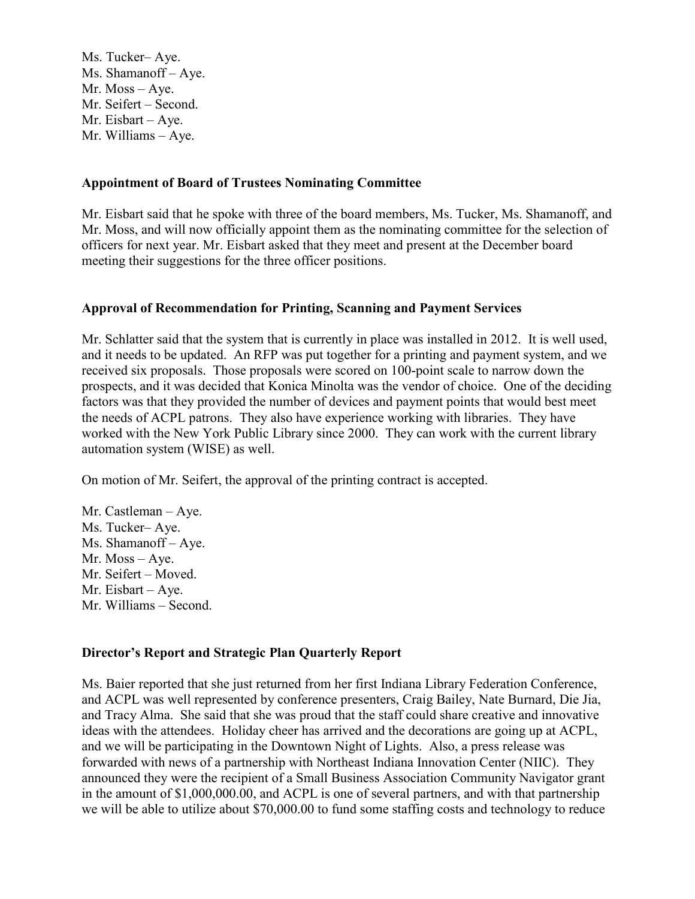Ms. Tucker– Aye.
Ms. Shamanoff – Aye.
Mr. Moss – Aye.
Mr. Seifert – Second.
Mr. Eisbart – Aye.
Mr. Williams – Aye.

**Appointment of Board of Trustees Nominating Committee**

Mr. Eisbart said that he spoke with three of the board members, Ms. Tucker, Ms. Shamanoff, and Mr. Moss, and will now officially appoint them as the nominating committee for the selection of officers for next year. Mr. Eisbart asked that they meet and present at the December board meeting their suggestions for the three officer positions.

**Approval of Recommendation for Printing, Scanning and Payment Services**

Mr. Schlatter said that the system that is currently in place was installed in 2012. It is well used, and it needs to be updated. An RFP was put together for a printing and payment system, and we received six proposals. Those proposals were scored on 100-point scale to narrow down the prospects, and it was decided that Konica Minolta was the vendor of choice. One of the deciding factors was that they provided the number of devices and payment points that would best meet the needs of ACPL patrons. They also have experience working with libraries. They have worked with the New York Public Library since 2000. They can work with the current library automation system (WISE) as well.

On motion of Mr. Seifert, the approval of the printing contract is accepted.

Mr. Castleman – Aye.
Ms. Tucker– Aye.
Ms. Shamanoff – Aye.
Mr. Moss – Aye.
Mr. Seifert – Moved.
Mr. Eisbart – Aye.
Mr. Williams – Second.

**Director's Report and Strategic Plan Quarterly Report**

Ms. Baier reported that she just returned from her first Indiana Library Federation Conference, and ACPL was well represented by conference presenters, Craig Bailey, Nate Burnard, Die Jia, and Tracy Alma. She said that she was proud that the staff could share creative and innovative ideas with the attendees. Holiday cheer has arrived and the decorations are going up at ACPL, and we will be participating in the Downtown Night of Lights. Also, a press release was forwarded with news of a partnership with Northeast Indiana Innovation Center (NIIC). They announced they were the recipient of a Small Business Association Community Navigator grant in the amount of $1,000,000.00, and ACPL is one of several partners, and with that partnership we will be able to utilize about $70,000.00 to fund some staffing costs and technology to reduce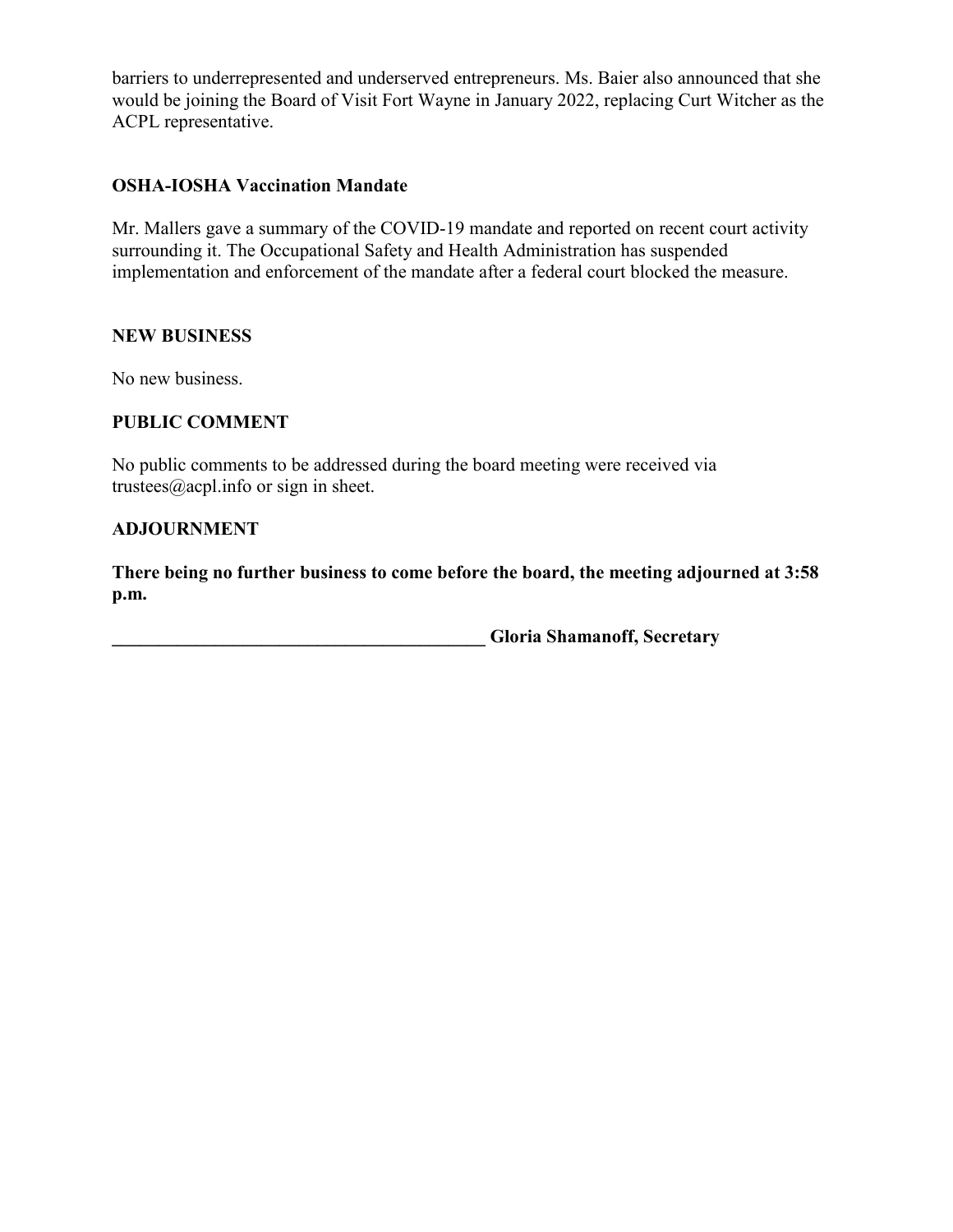barriers to underrepresented and underserved entrepreneurs. Ms. Baier also announced that she would be joining the Board of Visit Fort Wayne in January 2022, replacing Curt Witcher as the ACPL representative.

**OSHA-IOSHA Vaccination Mandate**

Mr. Mallers gave a summary of the COVID-19 mandate and reported on recent court activity surrounding it. The Occupational Safety and Health Administration has suspended implementation and enforcement of the mandate after a federal court blocked the measure.

**NEW BUSINESS**

No new business.

**PUBLIC COMMENT**

No public comments to be addressed during the board meeting were received via trustees@acpl.info or sign in sheet.

**ADJOURNMENT**

**There being no further business to come before the board, the meeting adjourned at 3:58 p.m.**

**_________________________________________ Gloria Shamanoff, Secretary**